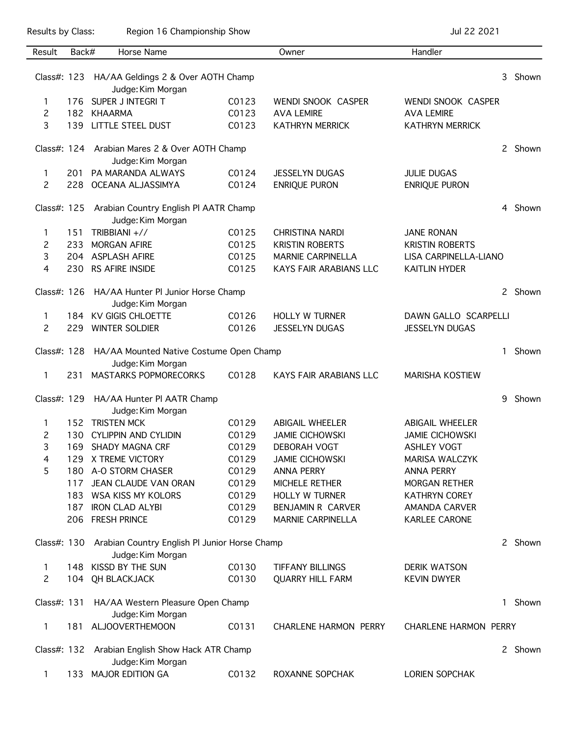Results by Class: Region 16 Championship Show Jul 22 2021

| Result | Back# | Horse Name | | Owner | Handler |
|---|---|---|---|---|---|
| **Class#: 123** | | **HA/AA Geldings 2 & Over AOTH Champ** | | | 3 Shown |
| | | Judge: Kim Morgan | | | |
| 1 | 176 | SUPER J INTEGRI T | C0123 | WENDI SNOOK CASPER | WENDI SNOOK CASPER |
| 2 | 182 | KHAARMA | C0123 | AVA LEMIRE | AVA LEMIRE |
| 3 | 139 | LITTLE STEEL DUST | C0123 | KATHRYN MERRICK | KATHRYN MERRICK |
| **Class#: 124** | | **Arabian Mares 2 & Over AOTH Champ** | | | 2 Shown |
| | | Judge: Kim Morgan | | | |
| 1 | 201 | PA MARANDA ALWAYS | C0124 | JESSELYN DUGAS | JULIE DUGAS |
| 2 | 228 | OCEANA ALJASSIMYA | C0124 | ENRIQUE PURON | ENRIQUE PURON |
| **Class#: 125** | | **Arabian Country English Pl AATR Champ** | | | 4 Shown |
| | | Judge: Kim Morgan | | | |
| 1 | 151 | TRIBBIANI +// | C0125 | CHRISTINA NARDI | JANE RONAN |
| 2 | 233 | MORGAN AFIRE | C0125 | KRISTIN ROBERTS | KRISTIN ROBERTS |
| 3 | 204 | ASPLASH AFIRE | C0125 | MARNIE CARPINELLA | LISA CARPINELLA-LIANO |
| 4 | 230 | RS AFIRE INSIDE | C0125 | KAYS FAIR ARABIANS LLC | KAITLIN HYDER |
| **Class#: 126** | | **HA/AA Hunter Pl Junior Horse Champ** | | | 2 Shown |
| | | Judge: Kim Morgan | | | |
| 1 | 184 | KV GIGIS CHLOETTE | C0126 | HOLLY W TURNER | DAWN GALLO SCARPELLI |
| 2 | 229 | WINTER SOLDIER | C0126 | JESSELYN DUGAS | JESSELYN DUGAS |
| **Class#: 128** | | **HA/AA Mounted Native Costume Open Champ** | | | 1 Shown |
| | | Judge: Kim Morgan | | | |
| 1 | 231 | MASTARKS POPMORECORKS | C0128 | KAYS FAIR ARABIANS LLC | MARISHA KOSTIEW |
| **Class#: 129** | | **HA/AA Hunter Pl AATR Champ** | | | 9 Shown |
| | | Judge: Kim Morgan | | | |
| 1 | 152 | TRISTEN MCK | C0129 | ABIGAIL WHEELER | ABIGAIL WHEELER |
| 2 | 130 | CYLIPPIN AND CYLIDIN | C0129 | JAMIE CICHOWSKI | JAMIE CICHOWSKI |
| 3 | 169 | SHADY MAGNA CRF | C0129 | DEBORAH VOGT | ASHLEY VOGT |
| 4 | 129 | X TREME VICTORY | C0129 | JAMIE CICHOWSKI | MARISA WALCZYK |
| 5 | 180 | A-O STORM CHASER | C0129 | ANNA PERRY | ANNA PERRY |
| | 117 | JEAN CLAUDE VAN ORAN | C0129 | MICHELE RETHER | MORGAN RETHER |
| | 183 | WSA KISS MY KOLORS | C0129 | HOLLY W TURNER | KATHRYN COREY |
| | 187 | IRON CLAD ALYBI | C0129 | BENJAMIN R CARVER | AMANDA CARVER |
| | 206 | FRESH PRINCE | C0129 | MARNIE CARPINELLA | KARLEE CARONE |
| **Class#: 130** | | **Arabian Country English Pl Junior Horse Champ** | | | 2 Shown |
| | | Judge: Kim Morgan | | | |
| 1 | 148 | KISSD BY THE SUN | C0130 | TIFFANY BILLINGS | DERIK WATSON |
| 2 | 104 | QH BLACKJACK | C0130 | QUARRY HILL FARM | KEVIN DWYER |
| **Class#: 131** | | **HA/AA Western Pleasure Open Champ** | | | 1 Shown |
| | | Judge: Kim Morgan | | | |
| 1 | 181 | ALJOOVERTHEMOON | C0131 | CHARLENE HARMON PERRY | CHARLENE HARMON PERRY |
| **Class#: 132** | | **Arabian English Show Hack ATR Champ** | | | 2 Shown |
| | | Judge: Kim Morgan | | | |
| 1 | 133 | MAJOR EDITION GA | C0132 | ROXANNE SOPCHAK | LORIEN SOPCHAK |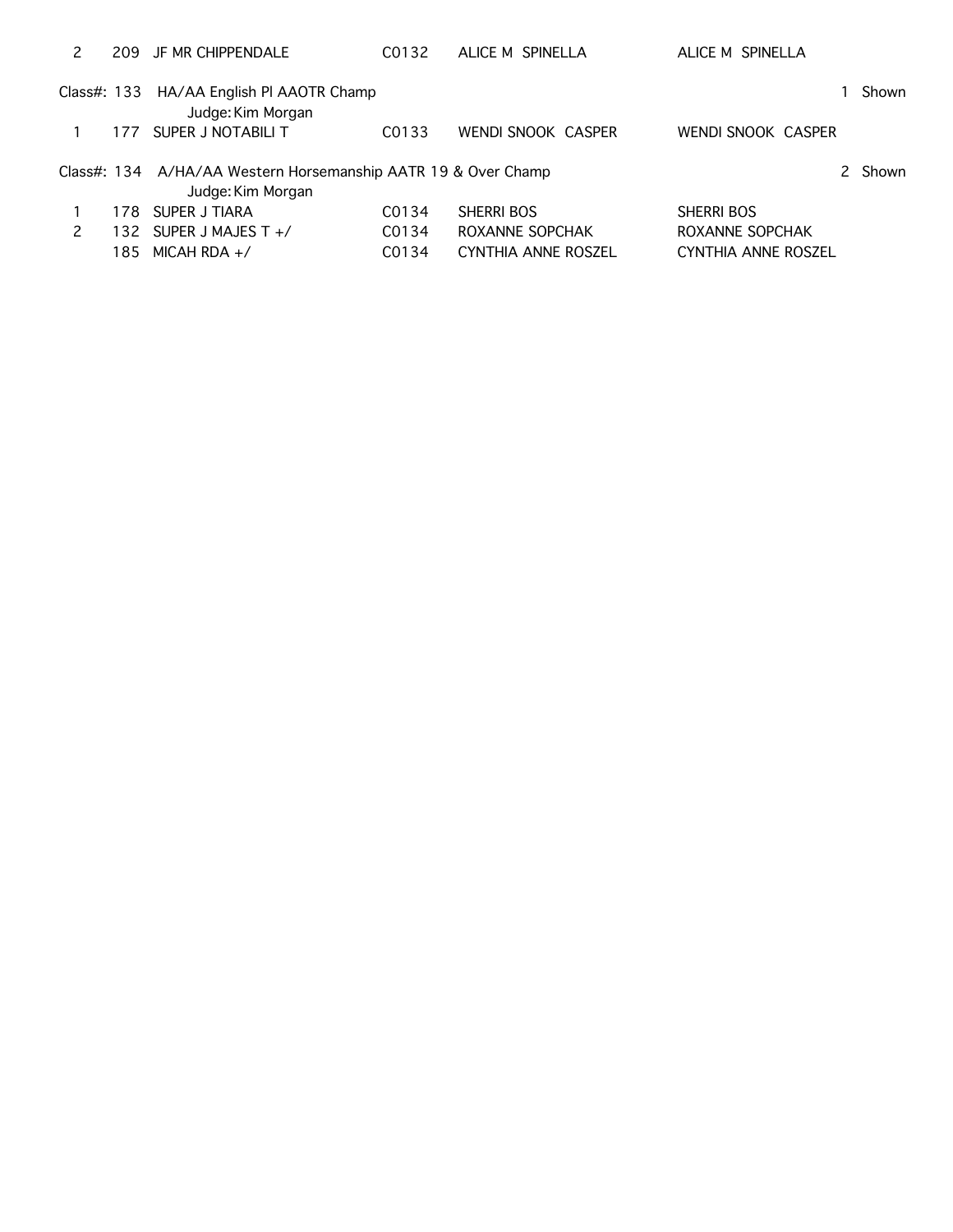| | | | | | |
|---|---|---|---|---|---|
| 2 | 209 | JF MR CHIPPENDALE | C0132 | ALICE M SPINELLA | ALICE M SPINELLA |

Class#: 133 HA/AA English Pl AAOTR Champ — 1 Shown

Judge: Kim Morgan

| | | | | | |
|---|---|---|---|---|---|
| 1 | 177 | SUPER J NOTABILI T | C0133 | WENDI SNOOK CASPER | WENDI SNOOK CASPER |

Class#: 134 A/HA/AA Western Horsemanship AATR 19 & Over Champ — 2 Shown

Judge: Kim Morgan

| | | | | | |
|---|---|---|---|---|---|
| 1 | 178 | SUPER J TIARA | C0134 | SHERRI BOS | SHERRI BOS |
| 2 | 132 | SUPER J MAJES T +/ | C0134 | ROXANNE SOPCHAK | ROXANNE SOPCHAK |
| | 185 | MICAH RDA +/ | C0134 | CYNTHIA ANNE ROSZEL | CYNTHIA ANNE ROSZEL |